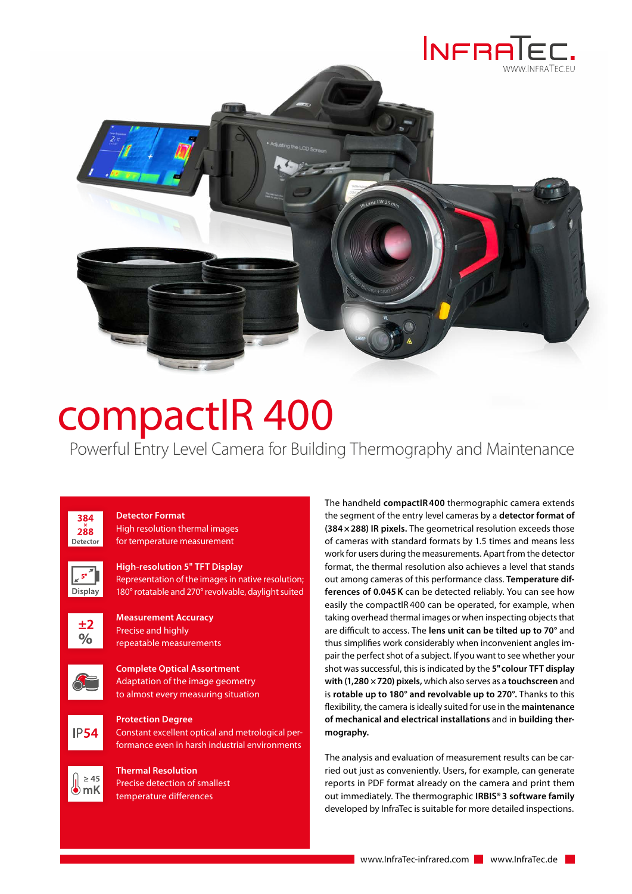# compactIR 400

## Powerful Entry Level Camera for Building Thermography and Maintenance

**Detector Format**
High resolution thermal images for temperature measurement

**High-resolution 5" TFT Display**
Representation of the images in native resolution; 180° rotatable and 270° revolvable, daylight suited

**Measurement Accuracy**
Precise and highly repeatable measurements

**Complete Optical Assortment**
Adaptation of the image geometry to almost every measuring situation

**Protection Degree**
Constant excellent optical and metrological performance even in harsh industrial environments

**Thermal Resolution**
Precise detection of smallest temperature differences

The handheld **compactIR 400** thermographic camera extends the segment of the entry level cameras by a **detector format of (384 × 288) IR pixels.** The geometrical resolution exceeds those of cameras with standard formats by 1.5 times and means less work for users during the measurements. Apart from the detector format, the thermal resolution also achieves a level that stands out among cameras of this performance class. **Temperature differences of 0.045 K** can be detected reliably. You can see how easily the compactIR 400 can be operated, for example, when taking overhead thermal images or when inspecting objects that are difficult to access. The **lens unit can be tilted up to 70°** and thus simplifies work considerably when inconvenient angles impair the perfect shot of a subject. If you want to see whether your shot was successful, this is indicated by the **5" colour TFT display with (1,280 × 720) pixels,** which also serves as a **touchscreen** and is **rotatable up to 180° and revolvable up to 270°.** Thanks to this flexibility, the camera is ideally suited for use in the **maintenance of mechanical and electrical installations** and in **building thermography.**

The analysis and evaluation of measurement results can be carried out just as conveniently. Users, for example, can generate reports in PDF format already on the camera and print them out immediately. The thermographic **IRBIS® 3 software family** developed by InfraTec is suitable for more detailed inspections.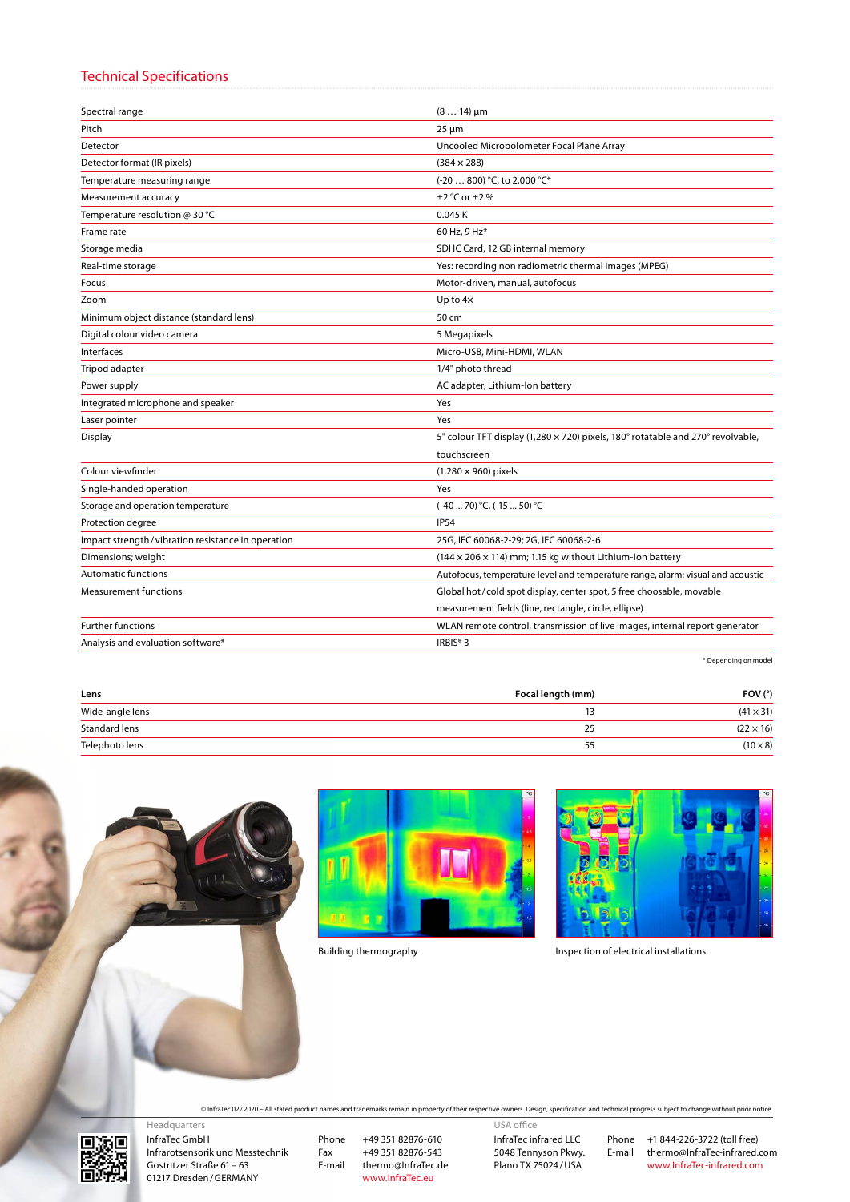## Technical Specifications

| | |
|---|---|
| Spectral range | (8 … 14) µm |
| Pitch | 25 µm |
| Detector | Uncooled Microbolometer Focal Plane Array |
| Detector format (IR pixels) | (384 × 288) |
| Temperature measuring range | (-20 … 800) °C, to 2,000 °C* |
| Measurement accuracy | ±2 °C or ±2 % |
| Temperature resolution @ 30 °C | 0.045 K |
| Frame rate | 60 Hz, 9 Hz* |
| Storage media | SDHC Card, 12 GB internal memory |
| Real-time storage | Yes: recording non radiometric thermal images (MPEG) |
| Focus | Motor-driven, manual, autofocus |
| Zoom | Up to 4× |
| Minimum object distance (standard lens) | 50 cm |
| Digital colour video camera | 5 Megapixels |
| Interfaces | Micro-USB, Mini-HDMI, WLAN |
| Tripod adapter | 1/4" photo thread |
| Power supply | AC adapter, Lithium-Ion battery |
| Integrated microphone and speaker | Yes |
| Laser pointer | Yes |
| Display | 5" colour TFT display (1,280 × 720) pixels, 180° rotatable and 270° revolvable, touchscreen |
| Colour viewfinder | (1,280 × 960) pixels |
| Single-handed operation | Yes |
| Storage and operation temperature | (-40 ... 70) °C, (-15 ... 50) °C |
| Protection degree | IP54 |
| Impact strength / vibration resistance in operation | 25G, IEC 60068-2-29; 2G, IEC 60068-2-6 |
| Dimensions; weight | (144 × 206 × 114) mm; 1.15 kg without Lithium-Ion battery |
| Automatic functions | Autofocus, temperature level and temperature range, alarm: visual and acoustic |
| Measurement functions | Global hot / cold spot display, center spot, 5 free choosable, movable measurement fields (line, rectangle, circle, ellipse) |
| Further functions | WLAN remote control, transmission of live images, internal report generator |
| Analysis and evaluation software* | IRBIS® 3 |

* Depending on model

| Lens | Focal length (mm) | FOV (°) |
|---|---|---|
| Wide-angle lens | 13 | (41 × 31) |
| Standard lens | 25 | (22 × 16) |
| Telephoto lens | 55 | (10 × 8) |

Building thermography

Inspection of electrical installations

© InfraTec 02 / 2020 – All stated product names and trademarks remain in property of their respective owners. Design, specification and technical progress subject to change without prior notice.

Headquarters
InfraTec GmbH
Infrarotsensorik und Messtechnik
Gostritzer Straße 61 – 63
01217 Dresden / GERMANY

Phone +49 351 82876-610
Fax +49 351 82876-543
E-mail thermo@InfraTec.de
www.InfraTec.eu

USA office
InfraTec infrared LLC
5048 Tennyson Pkwy.
Plano TX 75024 / USA

Phone +1 844-226-3722 (toll free)
E-mail thermo@InfraTec-infrared.com
www.InfraTec-infrared.com